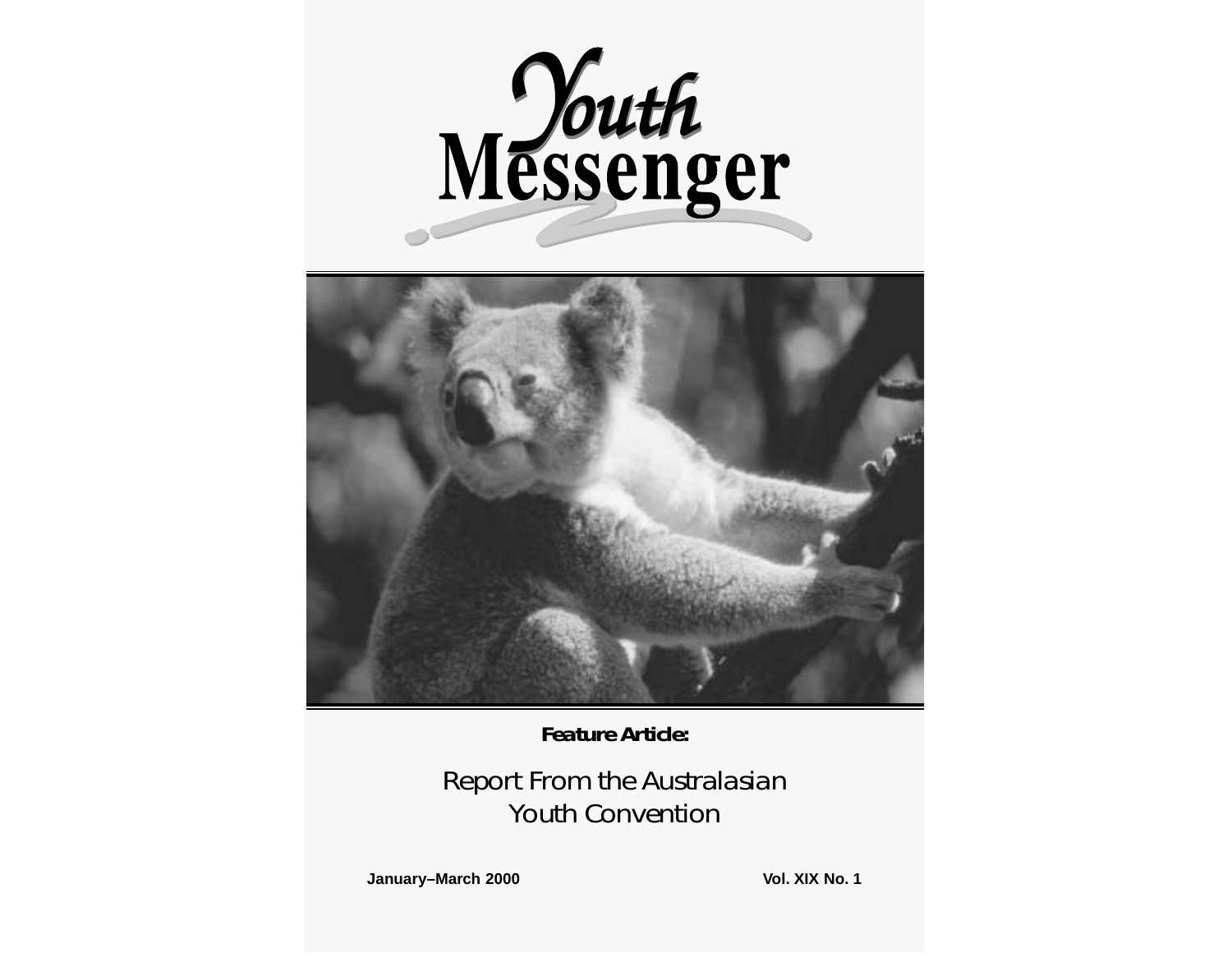# Youth Messenger

**Feature Article:**

Report From the Australasian Youth Convention

**January–March 2000** **Vol. XIX No. 1**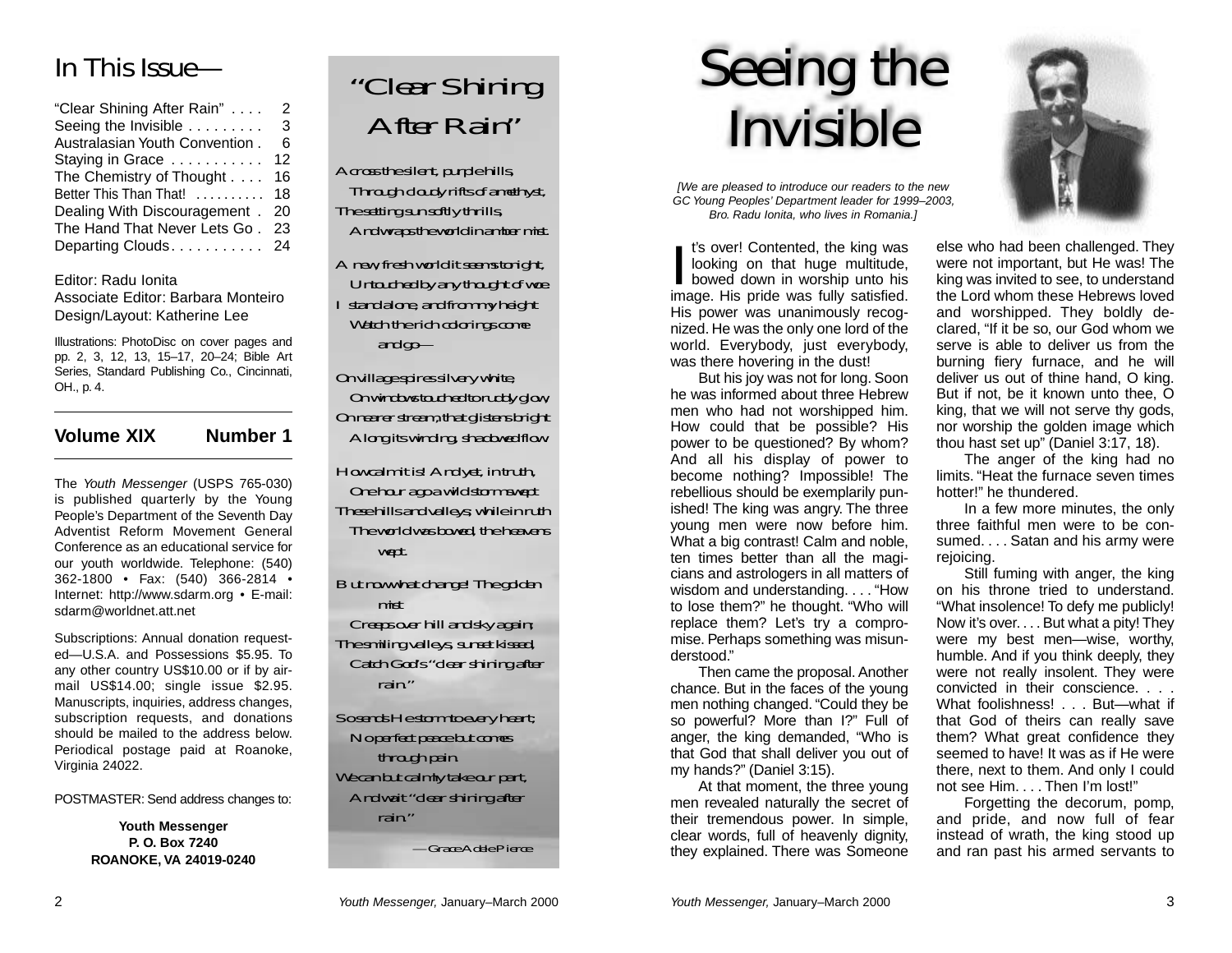## In This Issue—

| | |
|---|---|
| "Clear Shining After Rain" | 2 |
| Seeing the Invisible | 3 |
| Australasian Youth Convention | 6 |
| Staying in Grace | 12 |
| The Chemistry of Thought | 16 |
| Better This Than That! | 18 |
| Dealing With Discouragement | 20 |
| The Hand That Never Lets Go | 23 |
| Departing Clouds | 24 |

Editor: Radu Ionita
Associate Editor: Barbara Monteiro
Design/Layout: Katherine Lee

Illustrations: PhotoDisc on cover pages and pp. 2, 3, 12, 13, 15–17, 20–24; Bible Art Series, Standard Publishing Co., Cincinnati, OH., p. 4.

**Volume XIX Number 1**

The *Youth Messenger* (USPS 765-030) is published quarterly by the Young People's Department of the Seventh Day Adventist Reform Movement General Conference as an educational service for our youth worldwide. Telephone: (540) 362-1800 • Fax: (540) 366-2814 • Internet: http://www.sdarm.org • E-mail: sdarm@worldnet.att.net

Subscriptions: Annual donation requested—U.S.A. and Possessions $5.95. To any other country US$10.00 or if by airmail US$14.00; single issue $2.95. Manuscripts, inquiries, address changes, subscription requests, and donations should be mailed to the address below. Periodical postage paid at Roanoke, Virginia 24022.

POSTMASTER: Send address changes to:

**Youth Messenger**
**P. O. Box 7240**
**ROANOKE, VA 24019-0240**

## "Clear Shining After Rain"

Across the silent, purple hills,
Through cloudy rifts of amethyst,
The setting sun softly thrills,
And wraps the world in amber mist.

A new, fresh world it seems tonight,
Untouched by any thought of woe.
I stand alone, and from my height
Watch the rich colorings come and go—

On village spires silvery white,
On windows touched to ruddy glow,
On nearer stream, that glistens bright
Along its winding, shadowed flow.

How calm it is! And yet, in truth,
One hour ago a wild storm swept
These hills and valleys; while in ruth
The world was bowed, the heavens wept.

But now what change! The golden mist
Creeps over hill and sky again;
The smiling valleys, sunset kissed,
Catch God's "clear shining after rain."

So sends He storm to every heart;
No perfect peace but comes through pain.
We can but calmly take our part,
And wait "clear shining after rain."

—Grace Adele Pierce

# Seeing the Invisible

*[We are pleased to introduce our readers to the new GC Young Peoples' Department leader for 1999–2003, Bro. Radu Ionita, who lives in Romania.]*

It's over! Contented, the king was looking on that huge multitude, bowed down in worship unto his image. His pride was fully satisfied. His power was unanimously recognized. He was the only one lord of the world. Everybody, just everybody, was there hovering in the dust!

But his joy was not for long. Soon he was informed about three Hebrew men who had not worshipped him. How could that be possible? His power to be questioned? By whom? And all his display of power to become nothing? Impossible! The rebellious should be exemplarily punished! The king was angry. The three young men were now before him. What a big contrast! Calm and noble, ten times better than all the magicians and astrologers in all matters of wisdom and understanding. . . . "How to lose them?" he thought. "Who will replace them? Let's try a compromise. Perhaps something was misunderstood."

Then came the proposal. Another chance. But in the faces of the young men nothing changed. "Could they be so powerful? More than I?" Full of anger, the king demanded, "Who is that God that shall deliver you out of my hands?" (Daniel 3:15).

At that moment, the three young men revealed naturally the secret of their tremendous power. In simple, clear words, full of heavenly dignity, they explained. There was Someone else who had been challenged. They were not important, but He was! The king was invited to see, to understand the Lord whom these Hebrews loved and worshipped. They boldly declared, "If it be so, our God whom we serve is able to deliver us from the burning fiery furnace, and he will deliver us out of thine hand, O king. But if not, be it known unto thee, O king, that we will not serve thy gods, nor worship the golden image which thou hast set up" (Daniel 3:17, 18).

The anger of the king had no limits. "Heat the furnace seven times hotter!" he thundered.

In a few more minutes, the only three faithful men were to be consumed. . . . Satan and his army were rejoicing.

Still fuming with anger, the king on his throne tried to understand. "What insolence! To defy me publicly! Now it's over. . . . But what a pity! They were my best men—wise, worthy, humble. And if you think deeply, they were not really insolent. They were convicted in their conscience. . . . What foolishness! . . . But—what if that God of theirs can really save them? What great confidence they seemed to have! It was as if He were there, next to them. And only I could not see Him. . . . Then I'm lost!"

Forgetting the decorum, pomp, and pride, and now full of fear instead of wrath, the king stood up and ran past his armed servants to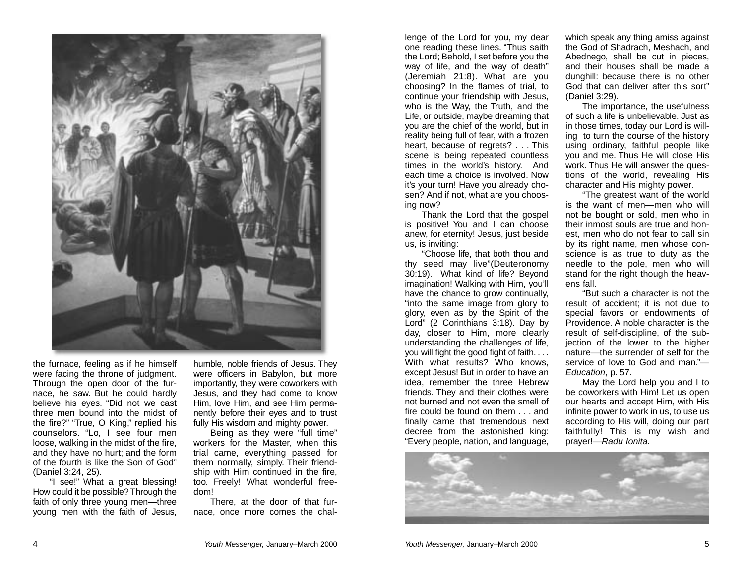the furnace, feeling as if he himself were facing the throne of judgment. Through the open door of the furnace, he saw. But he could hardly believe his eyes. "Did not we cast three men bound into the midst of the fire?" "True, O King," replied his counselors. "Lo, I see four men loose, walking in the midst of the fire, and they have no hurt; and the form of the fourth is like the Son of God" (Daniel 3:24, 25).

"I see!" What a great blessing! How could it be possible? Through the faith of only three young men—three young men with the faith of Jesus, humble, noble friends of Jesus. They were officers in Babylon, but more importantly, they were coworkers with Jesus, and they had come to know Him, love Him, and see Him permanently before their eyes and to trust fully His wisdom and mighty power.

Being as they were "full time" workers for the Master, when this trial came, everything passed for them normally, simply. Their friendship with Him continued in the fire, too. Freely! What wonderful freedom!

There, at the door of that furnace, once more comes the challenge of the Lord for you, my dear one reading these lines. "Thus saith the Lord; Behold, I set before you the way of life, and the way of death" (Jeremiah 21:8). What are you choosing? In the flames of trial, to continue your friendship with Jesus, who is the Way, the Truth, and the Life, or outside, maybe dreaming that you are the chief of the world, but in reality being full of fear, with a frozen heart, because of regrets? . . . This scene is being repeated countless times in the world's history. And each time a choice is involved. Now it's your turn! Have you already chosen? And if not, what are you choosing now?

Thank the Lord that the gospel is positive! You and I can choose anew, for eternity! Jesus, just beside us, is inviting:

"Choose life, that both thou and thy seed may live"(Deuteronomy 30:19). What kind of life? Beyond imagination! Walking with Him, you'll have the chance to grow continually, "into the same image from glory to glory, even as by the Spirit of the Lord" (2 Corinthians 3:18). Day by day, closer to Him, more clearly understanding the challenges of life, you will fight the good fight of faith. . . . With what results? Who knows, except Jesus! But in order to have an idea, remember the three Hebrew friends. They and their clothes were not burned and not even the smell of fire could be found on them . . . and finally came that tremendous next decree from the astonished king: "Every people, nation, and language, which speak any thing amiss against the God of Shadrach, Meshach, and Abednego, shall be cut in pieces, and their houses shall be made a dunghill: because there is no other God that can deliver after this sort" (Daniel 3:29).

The importance, the usefulness of such a life is unbelievable. Just as in those times, today our Lord is willing to turn the course of the history using ordinary, faithful people like you and me. Thus He will close His work. Thus He will answer the questions of the world, revealing His character and His mighty power.

"The greatest want of the world is the want of men—men who will not be bought or sold, men who in their inmost souls are true and honest, men who do not fear to call sin by its right name, men whose conscience is as true to duty as the needle to the pole, men who will stand for the right though the heavens fall.

"But such a character is not the result of accident; it is not due to special favors or endowments of Providence. A noble character is the result of self-discipline, of the subjection of the lower to the higher nature—the surrender of self for the service of love to God and man."—*Education*, p. 57.

May the Lord help you and I to be coworkers with Him! Let us open our hearts and accept Him, with His infinite power to work in us, to use us according to His will, doing our part faithfully! This is my wish and prayer!—*Radu Ionita.*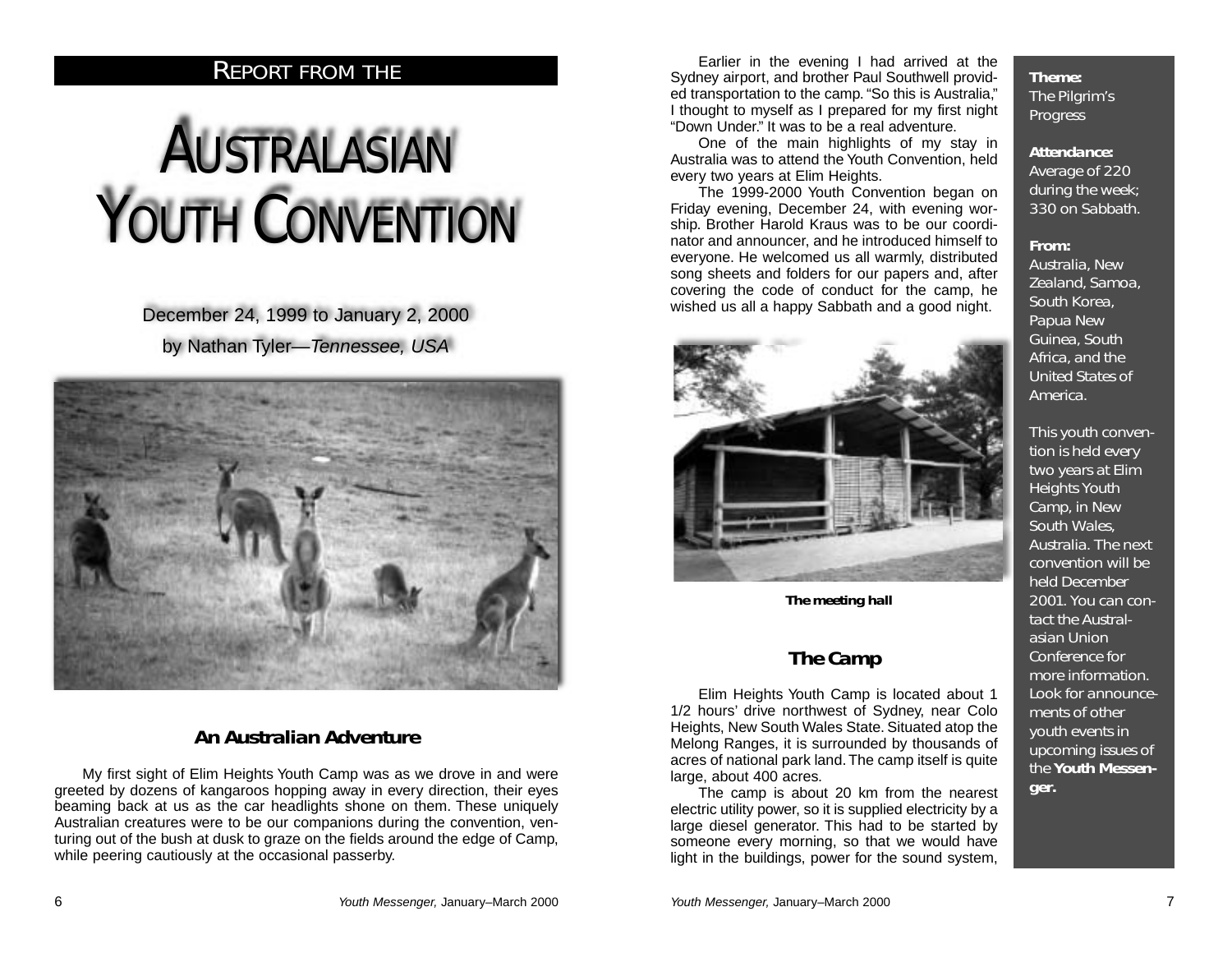## Report from the

# Australasian Youth Convention

December 24, 1999 to January 2, 2000

by Nathan Tyler—*Tennessee, USA*

### An Australian Adventure

My first sight of Elim Heights Youth Camp was as we drove in and were greeted by dozens of kangaroos hopping away in every direction, their eyes beaming back at us as the car headlights shone on them. These uniquely Australian creatures were to be our companions during the convention, venturing out of the bush at dusk to graze on the fields around the edge of Camp, while peering cautiously at the occasional passerby.

Earlier in the evening I had arrived at the Sydney airport, and brother Paul Southwell provided transportation to the camp. "So this is Australia," I thought to myself as I prepared for my first night "Down Under." It was to be a real adventure.

One of the main highlights of my stay in Australia was to attend the Youth Convention, held every two years at Elim Heights.

The 1999-2000 Youth Convention began on Friday evening, December 24, with evening worship. Brother Harold Kraus was to be our coordinator and announcer, and he introduced himself to everyone. He welcomed us all warmly, distributed song sheets and folders for our papers and, after covering the code of conduct for the camp, he wished us all a happy Sabbath and a good night.

**The meeting hall**

### The Camp

Elim Heights Youth Camp is located about 1 1/2 hours' drive northwest of Sydney, near Colo Heights, New South Wales State. Situated atop the Melong Ranges, it is surrounded by thousands of acres of national park land. The camp itself is quite large, about 400 acres.

The camp is about 20 km from the nearest electric utility power, so it is supplied electricity by a large diesel generator. This had to be started by someone every morning, so that we would have light in the buildings, power for the sound system,

**Theme:**
The Pilgrim's Progress

**Attendance:**
Average of 220 during the week; 330 on Sabbath.

**From:**
Australia, New Zealand, Samoa, South Korea, Papua New Guinea, South Africa, and the United States of America.

This youth convention is held every two years at Elim Heights Youth Camp, in New South Wales, Australia. The next convention will be held December 2001. You can contact the Australasian Union Conference for more information. Look for announcements of other youth events in upcoming issues of the **Youth Messenger.**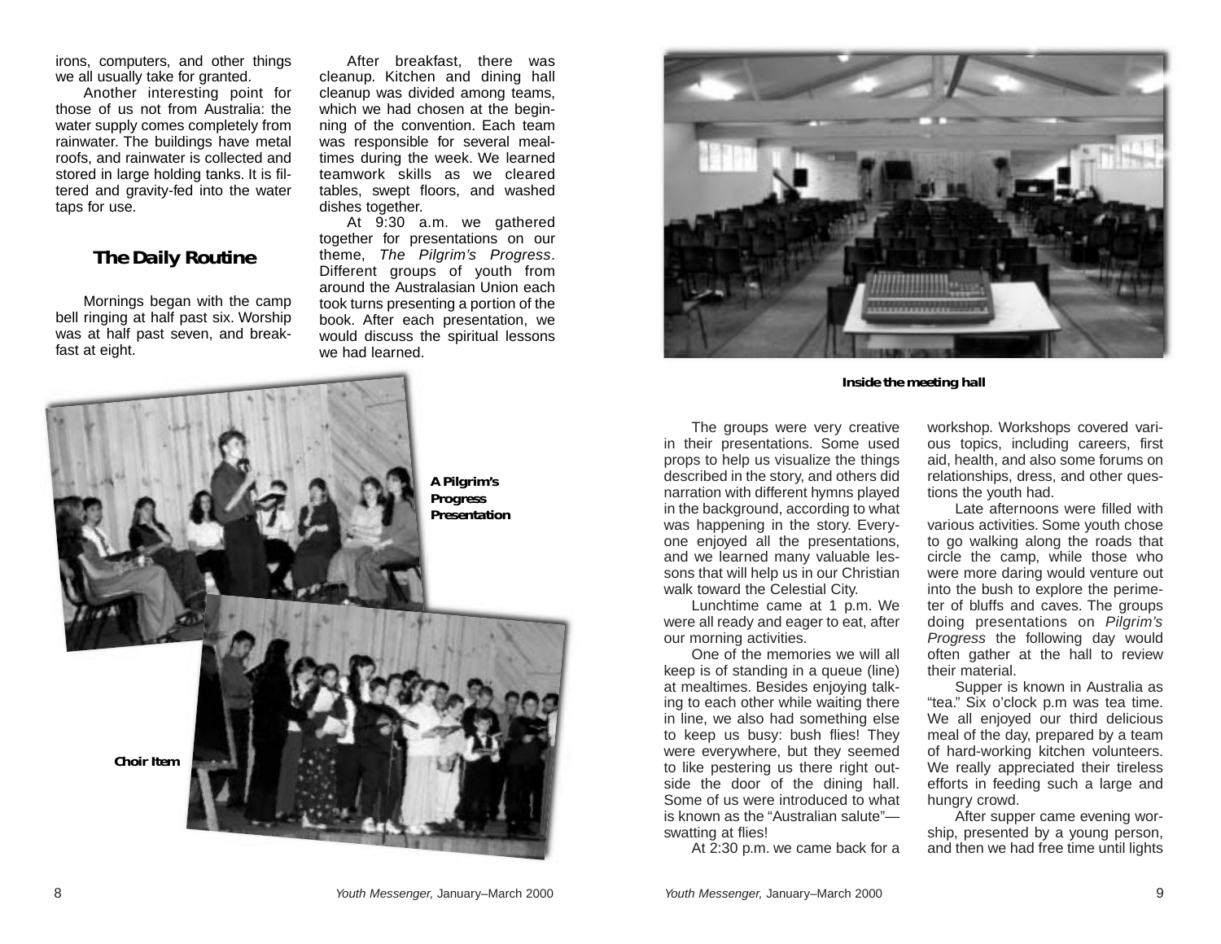irons, computers, and other things we all usually take for granted.

Another interesting point for those of us not from Australia: the water supply comes completely from rainwater. The buildings have metal roofs, and rainwater is collected and stored in large holding tanks. It is filtered and gravity-fed into the water taps for use.

## The Daily Routine

Mornings began with the camp bell ringing at half past six. Worship was at half past seven, and breakfast at eight.

After breakfast, there was cleanup. Kitchen and dining hall cleanup was divided among teams, which we had chosen at the beginning of the convention. Each team was responsible for several mealtimes during the week. We learned teamwork skills as we cleared tables, swept floors, and washed dishes together.

At 9:30 a.m. we gathered together for presentations on our theme, *The Pilgrim's Progress*. Different groups of youth from around the Australasian Union each took turns presenting a portion of the book. After each presentation, we would discuss the spiritual lessons we had learned.

**A Pilgrim's Progress Presentation**

**Choir Item**

**Inside the meeting hall**

The groups were very creative in their presentations. Some used props to help us visualize the things described in the story, and others did narration with different hymns played in the background, according to what was happening in the story. Everyone enjoyed all the presentations, and we learned many valuable lessons that will help us in our Christian walk toward the Celestial City.

Lunchtime came at 1 p.m. We were all ready and eager to eat, after our morning activities.

One of the memories we will all keep is of standing in a queue (line) at mealtimes. Besides enjoying talking to each other while waiting there in line, we also had something else to keep us busy: bush flies! They were everywhere, but they seemed to like pestering us there right outside the door of the dining hall. Some of us were introduced to what is known as the "Australian salute"—swatting at flies!

At 2:30 p.m. we came back for a workshop. Workshops covered various topics, including careers, first aid, health, and also some forums on relationships, dress, and other questions the youth had.

Late afternoons were filled with various activities. Some youth chose to go walking along the roads that circle the camp, while those who were more daring would venture out into the bush to explore the perimeter of bluffs and caves. The groups doing presentations on *Pilgrim's Progress* the following day would often gather at the hall to review their material.

Supper is known in Australia as "tea." Six o'clock p.m was tea time. We all enjoyed our third delicious meal of the day, prepared by a team of hard-working kitchen volunteers. We really appreciated their tireless efforts in feeding such a large and hungry crowd.

After supper came evening worship, presented by a young person, and then we had free time until lights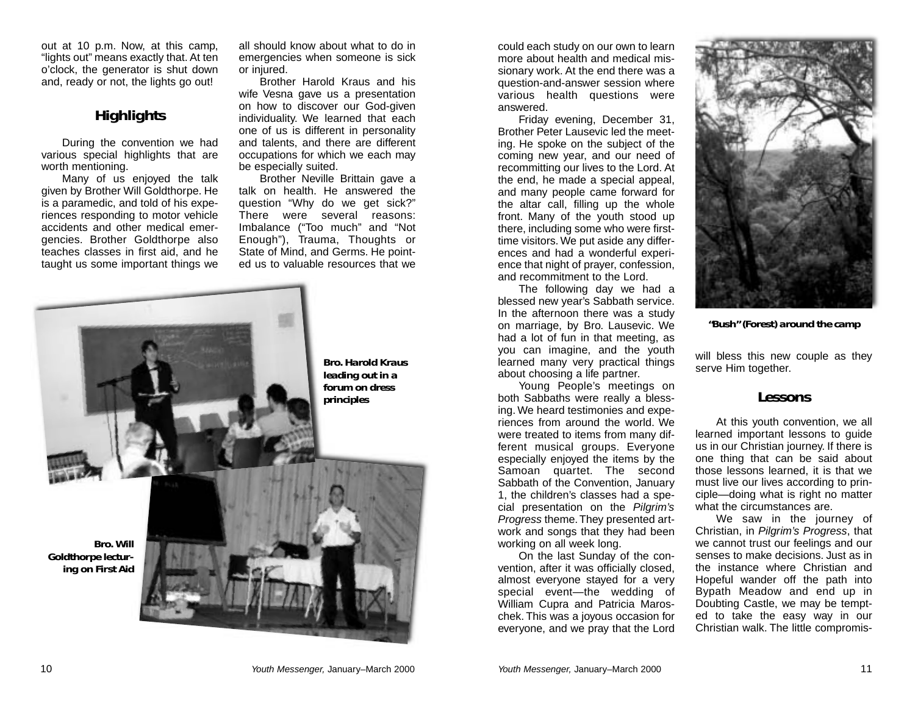out at 10 p.m. Now, at this camp, "lights out" means exactly that. At ten o'clock, the generator is shut down and, ready or not, the lights go out!

## Highlights

During the convention we had various special highlights that are worth mentioning.

Many of us enjoyed the talk given by Brother Will Goldthorpe. He is a paramedic, and told of his experiences responding to motor vehicle accidents and other medical emergencies. Brother Goldthorpe also teaches classes in first aid, and he taught us some important things we all should know about what to do in emergencies when someone is sick or injured.

Brother Harold Kraus and his wife Vesna gave us a presentation on how to discover our God-given individuality. We learned that each one of us is different in personality and talents, and there are different occupations for which we each may be especially suited.

Brother Neville Brittain gave a talk on health. He answered the question "Why do we get sick?" There were several reasons: Imbalance ("Too much" and "Not Enough"), Trauma, Thoughts or State of Mind, and Germs. He pointed us to valuable resources that we could each study on our own to learn more about health and medical missionary work. At the end there was a question-and-answer session where various health questions were answered.

**Bro. Harold Kraus leading out in a forum on dress principles**

**Bro. Will Goldthorpe lecturing on First Aid**

Friday evening, December 31, Brother Peter Lausevic led the meeting. He spoke on the subject of the coming new year, and our need of recommitting our lives to the Lord. At the end, he made a special appeal, and many people came forward for the altar call, filling up the whole front. Many of the youth stood up there, including some who were first-time visitors. We put aside any differences and had a wonderful experience that night of prayer, confession, and recommitment to the Lord.

The following day we had a blessed new year's Sabbath service. In the afternoon there was a study on marriage, by Bro. Lausevic. We had a lot of fun in that meeting, as you can imagine, and the youth learned many very practical things about choosing a life partner.

Young People's meetings on both Sabbaths were really a blessing. We heard testimonies and experiences from around the world. We were treated to items from many different musical groups. Everyone especially enjoyed the items by the Samoan quartet. The second Sabbath of the Convention, January 1, the children's classes had a special presentation on the *Pilgrim's Progress* theme. They presented artwork and songs that they had been working on all week long.

On the last Sunday of the convention, after it was officially closed, almost everyone stayed for a very special event—the wedding of William Cupra and Patricia Maroschek. This was a joyous occasion for everyone, and we pray that the Lord will bless this new couple as they serve Him together.

**"Bush" (Forest) around the camp**

## Lessons

At this youth convention, we all learned important lessons to guide us in our Christian journey. If there is one thing that can be said about those lessons learned, it is that we must live our lives according to principle—doing what is right no matter what the circumstances are.

We saw in the journey of Christian, in *Pilgrim's Progress*, that we cannot trust our feelings and our senses to make decisions. Just as in the instance where Christian and Hopeful wander off the path into Bypath Meadow and end up in Doubting Castle, we may be tempted to take the easy way in our Christian walk. The little compromis-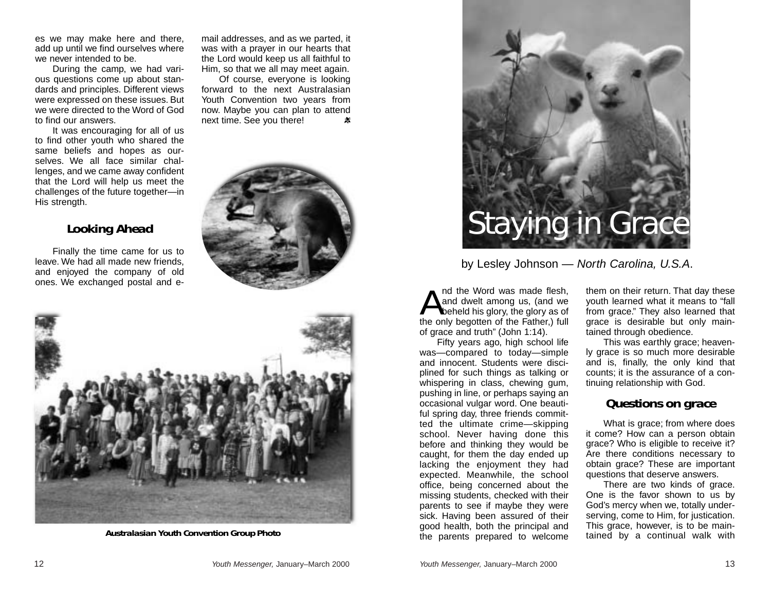es we may make here and there, add up until we find ourselves where we never intended to be.

During the camp, we had various questions come up about standards and principles. Different views were expressed on these issues. But we were directed to the Word of God to find our answers.

It was encouraging for all of us to find other youth who shared the same beliefs and hopes as ourselves. We all face similar challenges, and we came away confident that the Lord will help us meet the challenges of the future together—in His strength.

### Looking Ahead

Finally the time came for us to leave. We had all made new friends, and enjoyed the company of old ones. We exchanged postal and e-mail addresses, and as we parted, it was with a prayer in our hearts that the Lord would keep us all faithful to Him, so that we all may meet again.

Of course, everyone is looking forward to the next Australasian Youth Convention two years from now. Maybe you can plan to attend next time. See you there!

**Australasian Youth Convention Group Photo**

# Staying in Grace

by Lesley Johnson — *North Carolina, U.S.A.*

"And the Word was made flesh, and dwelt among us, (and we beheld his glory, the glory as of the only begotten of the Father,) full of grace and truth" (John 1:14).

Fifty years ago, high school life was—compared to today—simple and innocent. Students were disciplined for such things as talking or whispering in class, chewing gum, pushing in line, or perhaps saying an occasional vulgar word. One beautiful spring day, three friends committed the ultimate crime—skipping school. Never having done this before and thinking they would be caught, for them the day ended up lacking the enjoyment they had expected. Meanwhile, the school office, being concerned about the missing students, checked with their parents to see if maybe they were sick. Having been assured of their good health, both the principal and the parents prepared to welcome them on their return. That day these youth learned what it means to "fall from grace." They also learned that grace is desirable but only maintained through obedience.

This was earthly grace; heavenly grace is so much more desirable and is, finally, the only kind that counts; it is the assurance of a continuing relationship with God.

### Questions on grace

What is grace; from where does it come? How can a person obtain grace? Who is eligible to receive it? Are there conditions necessary to obtain grace? These are important questions that deserve answers.

There are two kinds of grace. One is the favor shown to us by God's mercy when we, totally underserving, come to Him, for justication. This grace, however, is to be maintained by a continual walk with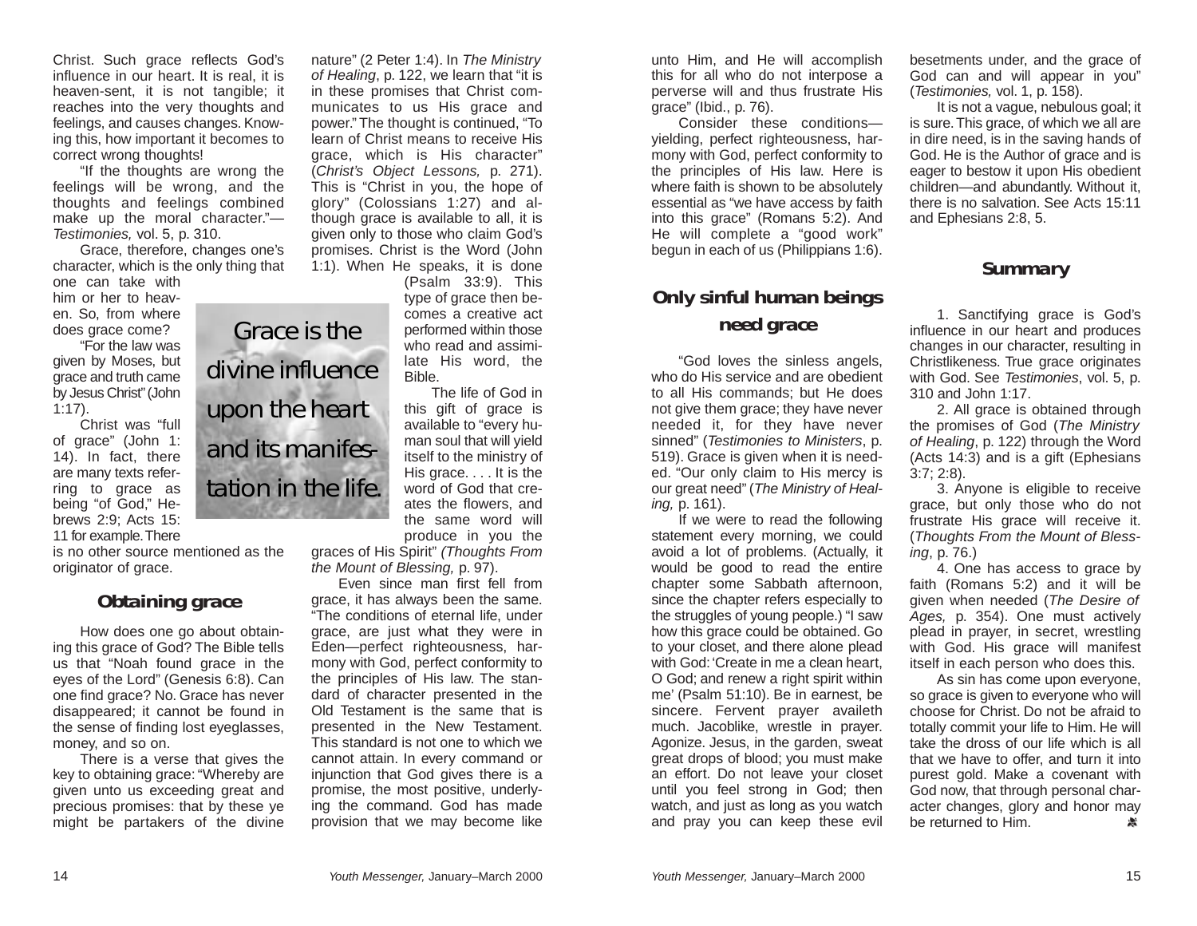Christ. Such grace reflects God's influence in our heart. It is real, it is heaven-sent, it is not tangible; it reaches into the very thoughts and feelings, and causes changes. Knowing this, how important it becomes to correct wrong thoughts!

"If the thoughts are wrong the feelings will be wrong, and the thoughts and feelings combined make up the moral character."—*Testimonies,* vol. 5, p. 310.

Grace, therefore, changes one's character, which is the only thing that one can take with him or her to heaven. So, from where does grace come?

"For the law was given by Moses, but grace and truth came by Jesus Christ" (John 1:17).

Christ was "full of grace" (John 1: 14). In fact, there are many texts referring to grace as being "of God," Hebrews 2:9; Acts 15: 11 for example. There is no other source mentioned as the originator of grace.

> Grace is the divine influence upon the heart and its manifestation in the life.

## Obtaining grace

How does one go about obtaining this grace of God? The Bible tells us that "Noah found grace in the eyes of the Lord" (Genesis 6:8). Can one find grace? No. Grace has never disappeared; it cannot be found in the sense of finding lost eyeglasses, money, and so on.

There is a verse that gives the key to obtaining grace: "Whereby are given unto us exceeding great and precious promises: that by these ye might be partakers of the divine nature" (2 Peter 1:4). In *The Ministry of Healing*, p. 122, we learn that "it is in these promises that Christ communicates to us His grace and power." The thought is continued, "To learn of Christ means to receive His grace, which is His character" (*Christ's Object Lessons,* p. 271). This is "Christ in you, the hope of glory" (Colossians 1:27) and although grace is available to all, it is given only to those who claim God's promises. Christ is the Word (John 1:1). When He speaks, it is done (Psalm 33:9). This type of grace then becomes a creative act performed within those who read and assimilate His word, the Bible.

The life of God in this gift of grace is available to "every human soul that will yield itself to the ministry of His grace. . . . It is the word of God that creates the flowers, and the same word will produce in you the graces of His Spirit" *(Thoughts From the Mount of Blessing,* p. 97).

Even since man first fell from grace, it has always been the same. "The conditions of eternal life, under grace, are just what they were in Eden—perfect righteousness, harmony with God, perfect conformity to the principles of His law. The standard of character presented in the Old Testament is the same that is presented in the New Testament. This standard is not one to which we cannot attain. In every command or injunction that God gives there is a promise, the most positive, underlying the command. God has made provision that we may become like unto Him, and He will accomplish this for all who do not interpose a perverse will and thus frustrate His grace" (Ibid., p. 76).

Consider these conditions—yielding, perfect righteousness, harmony with God, perfect conformity to the principles of His law. Here is where faith is shown to be absolutely essential as "we have access by faith into this grace" (Romans 5:2). And He will complete a "good work" begun in each of us (Philippians 1:6).

## Only sinful human beings need grace

"God loves the sinless angels, who do His service and are obedient to all His commands; but He does not give them grace; they have never needed it, for they have never sinned" (*Testimonies to Ministers*, p. 519). Grace is given when it is needed. "Our only claim to His mercy is our great need" (*The Ministry of Healing,* p. 161).

If we were to read the following statement every morning, we could avoid a lot of problems. (Actually, it would be good to read the entire chapter some Sabbath afternoon, since the chapter refers especially to the struggles of young people.) "I saw how this grace could be obtained. Go to your closet, and there alone plead with God: 'Create in me a clean heart, O God; and renew a right spirit within me' (Psalm 51:10). Be in earnest, be sincere. Fervent prayer availeth much. Jacoblike, wrestle in prayer. Agonize. Jesus, in the garden, sweat great drops of blood; you must make an effort. Do not leave your closet until you feel strong in God; then watch, and just as long as you watch and pray you can keep these evil besetments under, and the grace of God can and will appear in you" (*Testimonies,* vol. 1, p. 158).

It is not a vague, nebulous goal; it is sure. This grace, of which we all are in dire need, is in the saving hands of God. He is the Author of grace and is eager to bestow it upon His obedient children—and abundantly. Without it, there is no salvation. See Acts 15:11 and Ephesians 2:8, 5.

## Summary

1. Sanctifying grace is God's influence in our heart and produces changes in our character, resulting in Christlikeness. True grace originates with God. See *Testimonies*, vol. 5, p. 310 and John 1:17.

2. All grace is obtained through the promises of God (*The Ministry of Healing*, p. 122) through the Word (Acts 14:3) and is a gift (Ephesians 3:7; 2:8).

3. Anyone is eligible to receive grace, but only those who do not frustrate His grace will receive it. (*Thoughts From the Mount of Blessing*, p. 76.)

4. One has access to grace by faith (Romans 5:2) and it will be given when needed (*The Desire of Ages,* p. 354). One must actively plead in prayer, in secret, wrestling with God. His grace will manifest itself in each person who does this.

As sin has come upon everyone, so grace is given to everyone who will choose for Christ. Do not be afraid to totally commit your life to Him. He will take the dross of our life which is all that we have to offer, and turn it into purest gold. Make a covenant with God now, that through personal character changes, glory and honor may be returned to Him.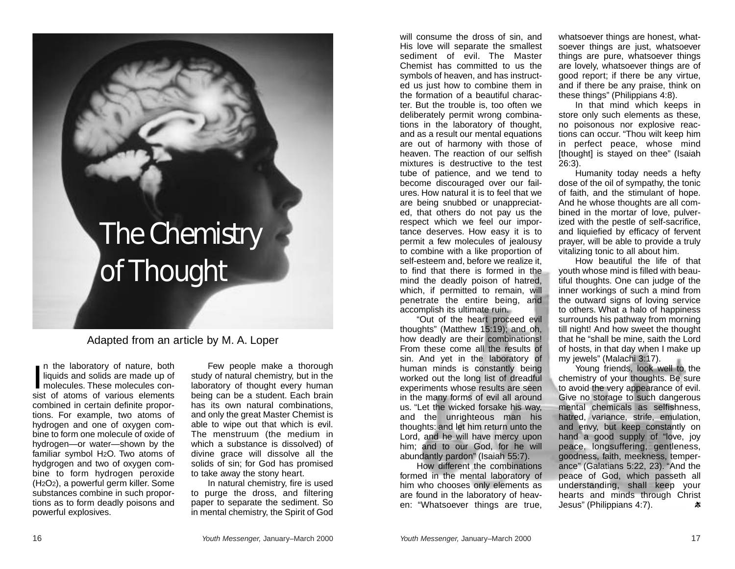# The Chemistry of Thought

Adapted from an article by M. A. Loper

In the laboratory of nature, both liquids and solids are made up of molecules. These molecules consist of atoms of various elements combined in certain definite proportions. For example, two atoms of hydrogen and one of oxygen combine to form one molecule of oxide of hydrogen—or water—shown by the familiar symbol $H_2O$. Two atoms of hydgrogen and two of oxygen combine to form hydrogen peroxide ($H_2O_2$), a powerful germ killer. Some substances combine in such proportions as to form deadly poisons and powerful explosives.

Few people make a thorough study of natural chemistry, but in the laboratory of thought every human being can be a student. Each brain has its own natural combinations, and only the great Master Chemist is able to wipe out that which is evil. The menstruum (the medium in which a substance is dissolved) of divine grace will dissolve all the solids of sin; for God has promised to take away the stony heart.

In natural chemistry, fire is used to purge the dross, and filtering paper to separate the sediment. So in mental chemistry, the Spirit of God will consume the dross of sin, and His love will separate the smallest sediment of evil. The Master Chemist has committed to us the symbols of heaven, and has instructed us just how to combine them in the formation of a beautiful character. But the trouble is, too often we deliberately permit wrong combinations in the laboratory of thought, and as a result our mental equations are out of harmony with those of heaven. The reaction of our selfish mixtures is destructive to the test tube of patience, and we tend to become discouraged over our failures. How natural it is to feel that we are being snubbed or unappreciated, that others do not pay us the respect which we feel our importance deserves. How easy it is to permit a few molecules of jealousy to combine with a like proportion of self-esteem and, before we realize it, to find that there is formed in the mind the deadly poison of hatred, which, if permitted to remain, will penetrate the entire being, and accomplish its ultimate ruin.

"Out of the heart proceed evil thoughts" (Matthew 15:19); and oh, how deadly are their combinations! From these come all the results of sin. And yet in the laboratory of human minds is constantly being worked out the long list of dreadful experiments whose results are seen in the many forms of evil all around us. "Let the wicked forsake his way, and the unrighteous man his thoughts: and let him return unto the Lord, and he will have mercy upon him; and to our God, for he will abundantly pardon" (Isaiah 55:7).

How different the combinations formed in the mental laboratory of him who chooses only elements as are found in the laboratory of heaven: "Whatsoever things are true, whatsoever things are honest, whatsoever things are just, whatsoever things are pure, whatsoever things are lovely, whatsoever things are of good report; if there be any virtue, and if there be any praise, think on these things" (Philippians 4:8).

In that mind which keeps in store only such elements as these, no poisonous nor explosive reactions can occur. "Thou wilt keep him in perfect peace, whose mind [thought] is stayed on thee" (Isaiah 26:3).

Humanity today needs a hefty dose of the oil of sympathy, the tonic of faith, and the stimulant of hope. And he whose thoughts are all combined in the mortar of love, pulverized with the pestle of self-sacrifice, and liquiefied by efficacy of fervent prayer, will be able to provide a truly vitalizing tonic to all about him.

How beautiful the life of that youth whose mind is filled with beautiful thoughts. One can judge of the inner workings of such a mind from the outward signs of loving service to others. What a halo of happiness surrounds his pathway from morning till night! And how sweet the thought that he "shall be mine, saith the Lord of hosts, in that day when I make up my jewels" (Malachi 3:17).

Young friends, look well to the chemistry of your thoughts. Be sure to avoid the very appearance of evil. Give no storage to such dangerous mental chemicals as selfishness, hatred, variance, strife, emulation, and envy, but keep constantly on hand a good supply of "love, joy peace, longsuffering, gentleness, goodness, faith, meekness, temperance" (Galatians 5:22, 23). "And the peace of God, which passeth all understanding, shall keep your hearts and minds through Christ Jesus" (Philippians 4:7).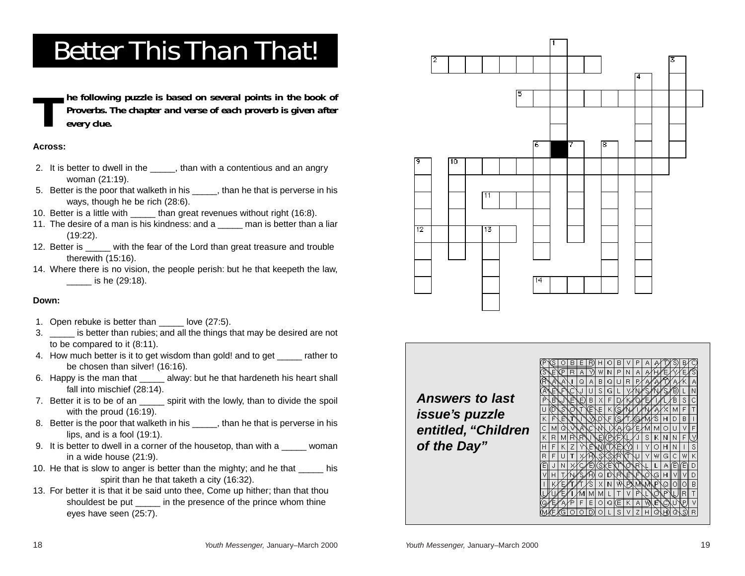# Better This Than That!

**The following puzzle is based on several points in the book of Proverbs. The chapter and verse of each proverb is given after every clue.**

**Across:**

2. It is better to dwell in the _____, than with a contentious and an angry woman (21:19).
5. Better is the poor that walketh in his _____, than he that is perverse in his ways, though he be rich (28:6).
10. Better is a little with _____ than great revenues without right (16:8).
11. The desire of a man is his kindness: and a _____ man is better than a liar (19:22).
12. Better is _____ with the fear of the Lord than great treasure and trouble therewith (15:16).
14. Where there is no vision, the people perish: but he that keepeth the law, _____ is he (29:18).

**Down:**

1. Open rebuke is better than _____ love (27:5).
3. _____ is better than rubies; and all the things that may be desired are not to be compared to it (8:11).
4. How much better is it to get wisdom than gold! and to get _____ rather to be chosen than silver! (16:16).
6. Happy is the man that _____ alway: but he that hardeneth his heart shall fall into mischief (28:14).
7. Better it is to be of an _____ spirit with the lowly, than to divide the spoil with the proud (16:19).
8. Better is the poor that walketh in his _____, than he that is perverse in his lips, and is a fool (19:1).
9. It is better to dwell in a corner of the housetop, than with a _____ woman in a wide house (21:9).
10. He that is slow to anger is better than the mighty; and he that _____ his spirit than he that taketh a city (16:32).
13. For better it is that it be said unto thee, Come up hither; than that thou shouldest be put _____ in the presence of the prince whom thine eyes have seen (25:7).

***Answers to last issue's puzzle entitled, "Children of the Day"***

| | | | | | | | | | | | | | | | | |
|---|---|---|---|---|---|---|---|---|---|---|---|---|---|---|---|---|
| P | S | O | B | E | R | H | O | B | V | P | A | A | T | S | B | C |
| S | E | P | R | A | Y | W | N | P | N | A | A | H | E | V | E | S |
| R | A | A | I | Q | A | B | Q | U | R | P | A | A | T | A | K | A |
| A | E | F | C | J | U | S | G | L | Y | N | S | N | S | B | L | N |
| P | B | J | E | E | B | X | F | D | K | O | E | I | L | B | S | C |
| U | D | S | O | T | E | E | K | S | N | I | N | A | X | M | F | T |
| K | F | E | T | I | V | D | F | G | T | G | M | S | H | D | B | I |
| C | M | Q | V | A | C | N | I | A | Q | E | M | M | O | U | V | F |
| K | R | M | R | R | I | E | P | E | L | J | S | K | N | N | F | V |
| H | F | K | Z | Y | E | N | T | E | Y | I | Y | O | H | N | I | S |
| R | F | U | T | X | H | S | S | R | T | U | Y | W | G | C | W | K |
| E | J | N | X | C | E | S | E | T | O | R | L | L | A | E | E | D |
| V | H | T | N | S | H | Q | D | R | E | F | O | G | H | V | V | D |
| I | K | E | T | T | S | X | N | W | P | M | M | P | Q | O | O | B |
| U | U | E | I | M | M | M | L | T | V | P | L | O | P | U | R | T |
| Q | E | A | P | F | E | O | Q | E | K | A | W | E | C | U | P | V |
| M | F | G | O | O | D | O | L | S | V | Z | H | O | H | Q | S | R |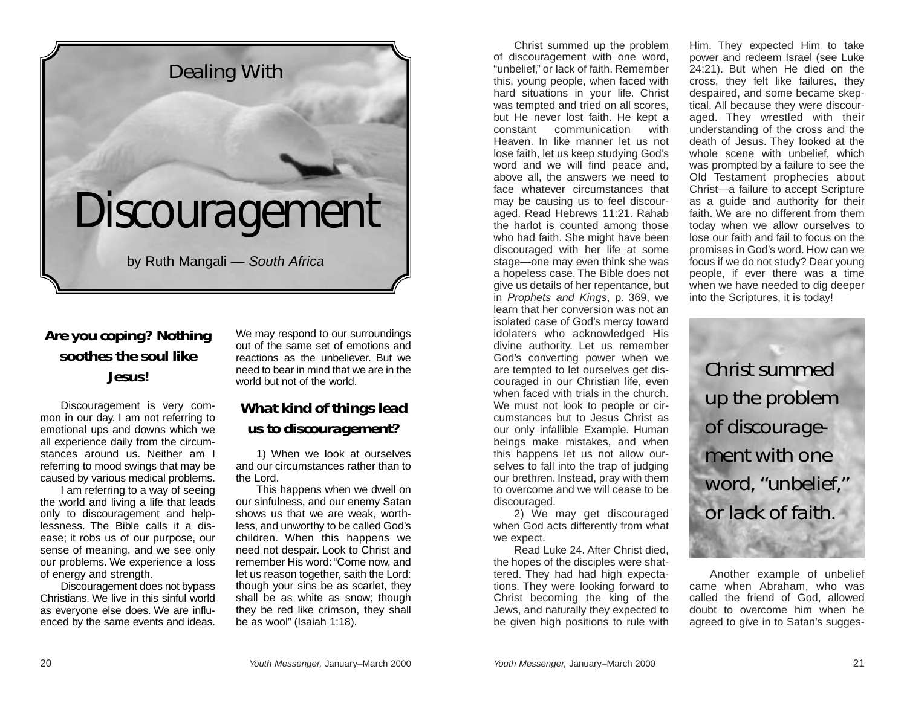Dealing With

# Discouragement

by Ruth Mangali — *South Africa*

### Are you coping? Nothing soothes the soul like Jesus!

Discouragement is very common in our day. I am not referring to emotional ups and downs which we all experience daily from the circumstances around us. Neither am I referring to mood swings that may be caused by various medical problems.

I am referring to a way of seeing the world and living a life that leads only to discouragement and helplessness. The Bible calls it a disease; it robs us of our purpose, our sense of meaning, and we see only our problems. We experience a loss of energy and strength.

Discouragement does not bypass Christians. We live in this sinful world as everyone else does. We are influenced by the same events and ideas. We may respond to our surroundings out of the same set of emotions and reactions as the unbeliever. But we need to bear in mind that we are in the world but not of the world.

### What kind of things lead us to discouragement?

1) When we look at ourselves and our circumstances rather than to the Lord.

This happens when we dwell on our sinfulness, and our enemy Satan shows us that we are weak, worthless, and unworthy to be called God's children. When this happens we need not despair. Look to Christ and remember His word: "Come now, and let us reason together, saith the Lord: though your sins be as scarlet, they shall be as white as snow; though they be red like crimson, they shall be as wool" (Isaiah 1:18).

Christ summed up the problem of discouragement with one word, "unbelief," or lack of faith. Remember this, young people, when faced with hard situations in your life. Christ was tempted and tried on all scores, but He never lost faith. He kept a constant communication with Heaven. In like manner let us not lose faith, let us keep studying God's word and we will find peace and, above all, the answers we need to face whatever circumstances that may be causing us to feel discouraged. Read Hebrews 11:21. Rahab the harlot is counted among those who had faith. She might have been discouraged with her life at some stage—one may even think she was a hopeless case. The Bible does not give us details of her repentance, but in *Prophets and Kings*, p. 369, we learn that her conversion was not an isolated case of God's mercy toward idolaters who acknowledged His divine authority. Let us remember God's converting power when we are tempted to let ourselves get discouraged in our Christian life, even when faced with trials in the church. We must not look to people or circumstances but to Jesus Christ as our only infallible Example. Human beings make mistakes, and when this happens let us not allow ourselves to fall into the trap of judging our brethren. Instead, pray with them to overcome and we will cease to be discouraged.

2) We may get discouraged when God acts differently from what we expect.

Read Luke 24. After Christ died, the hopes of the disciples were shattered. They had had high expectations. They were looking forward to Christ becoming the king of the Jews, and naturally they expected to be given high positions to rule with Him. They expected Him to take power and redeem Israel (see Luke 24:21). But when He died on the cross, they felt like failures, they despaired, and some became skeptical. All because they were discouraged. They wrestled with their understanding of the cross and the death of Jesus. They looked at the whole scene with unbelief, which was prompted by a failure to see the Old Testament prophecies about Christ—a failure to accept Scripture as a guide and authority for their faith. We are no different from them today when we allow ourselves to lose our faith and fail to focus on the promises in God's word. How can we focus if we do not study? Dear young people, if ever there was a time when we have needed to dig deeper into the Scriptures, it is today!

> Christ summed up the problem of discouragement with one word, "unbelief," or lack of faith.

Another example of unbelief came when Abraham, who was called the friend of God, allowed doubt to overcome him when he agreed to give in to Satan's sugges-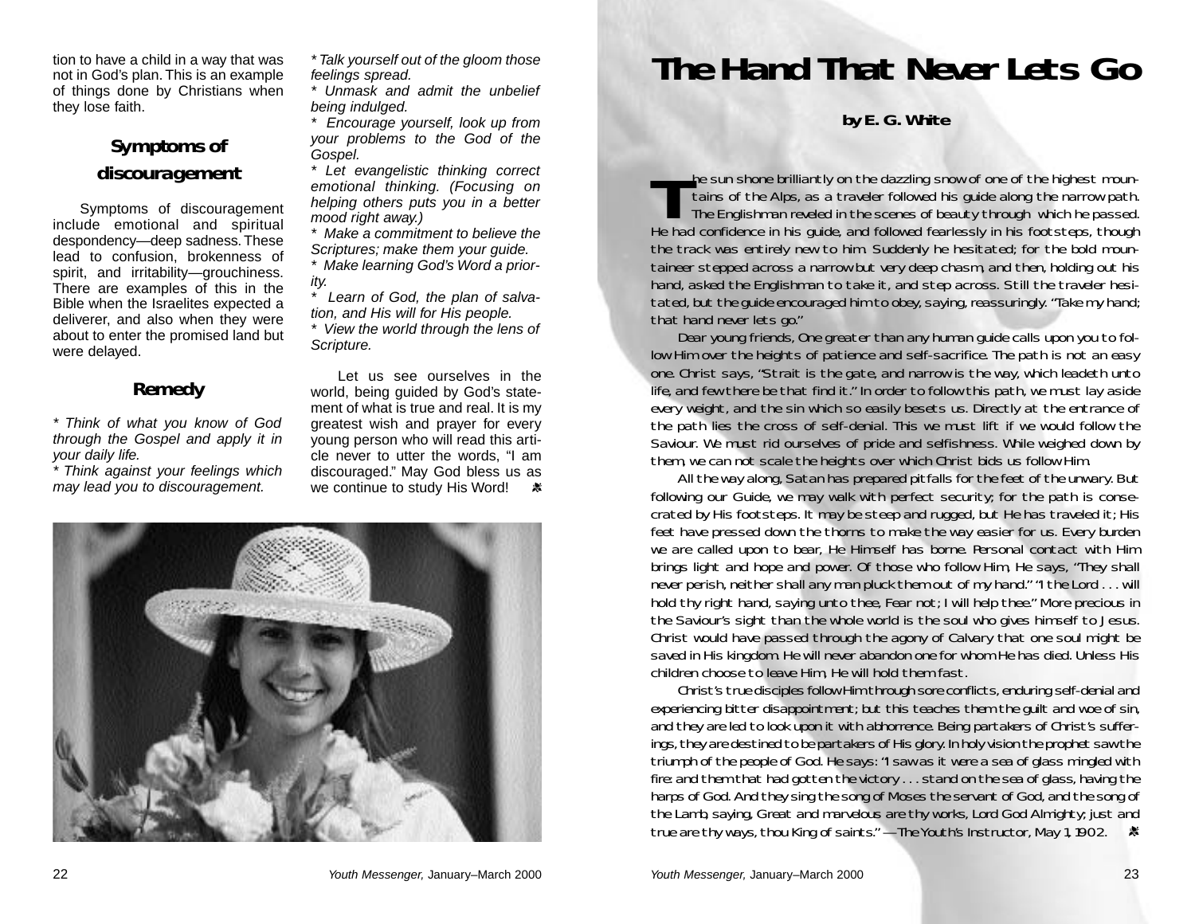tion to have a child in a way that was not in God's plan. This is an example of things done by Christians when they lose faith.

## Symptoms of discouragement

Symptoms of discouragement include emotional and spiritual despondency—deep sadness. These lead to confusion, brokenness of spirit, and irritability—grouchiness. There are examples of this in the Bible when the Israelites expected a deliverer, and also when they were about to enter the promised land but were delayed.

## Remedy

*\* Think of what you know of God through the Gospel and apply it in your daily life.*
*\* Think against your feelings which may lead you to discouragement.*
*\* Talk yourself out of the gloom those feelings spread.*
*\* Unmask and admit the unbelief being indulged.*
*\* Encourage yourself, look up from your problems to the God of the Gospel.*
*\* Let evangelistic thinking correct emotional thinking. (Focusing on helping others puts you in a better mood right away.)*
*\* Make a commitment to believe the Scriptures; make them your guide.*
*\* Make learning God's Word a priority.*
*\* Learn of God, the plan of salvation, and His will for His people.*
*\* View the world through the lens of Scripture.*

Let us see ourselves in the world, being guided by God's statement of what is true and real. It is my greatest wish and prayer for every young person who will read this article never to utter the words, "I am discouraged." May God bless us as we continue to study His Word!

# The Hand That Never Lets Go

**by E. G. White**

The sun shone brilliantly on the dazzling snow of one of the highest mountains of the Alps, as a traveler followed his guide along the narrow path. The Englishman reveled in the scenes of beauty through which he passed. He had confidence in his guide, and followed fearlessly in his footsteps, though the track was entirely new to him. Suddenly he hesitated; for the bold mountaineer stepped across a narrow but very deep chasm, and then, holding out his hand, asked the Englishman to take it, and step across. Still the traveler hesitated, but the guide encouraged him to obey, saying, reassuringly. "Take my hand; that hand never lets go."

Dear young friends, One greater than any human guide calls upon you to follow Him over the heights of patience and self-sacrifice. The path is not an easy one. Christ says, "Strait is the gate, and narrow is the way, which leadeth unto life, and few there be that find it." In order to follow this path, we must lay aside every weight, and the sin which so easily besets us. Directly at the entrance of the path lies the cross of self-denial. This we must lift if we would follow the Saviour. We must rid ourselves of pride and selfishness. While weighed down by them, we can not scale the heights over which Christ bids us follow Him.

All the way along, Satan has prepared pitfalls for the feet of the unwary. But following our Guide, we may walk with perfect security; for the path is consecrated by His footsteps. It may be steep and rugged, but He has traveled it; His feet have pressed down the thorns to make the way easier for us. Every burden we are called upon to bear, He Himself has borne. Personal contact with Him brings light and hope and power. Of those who follow Him, He says, "They shall never perish, neither shall any man pluck them out of my hand." "I the Lord . . . will hold thy right hand, saying unto thee, Fear not; I will help thee." More precious in the Saviour's sight than the whole world is the soul who gives himself to Jesus. Christ would have passed through the agony of Calvary that one soul might be saved in His kingdom. He will never abandon one for whom He has died. Unless His children choose to leave Him, He will hold them fast.

Christ's true disciples follow Him through sore conflicts, enduring self-denial and experiencing bitter disappointment; but this teaches them the guilt and woe of sin, and they are led to look upon it with abhorrence. Being partakers of Christ's sufferings, they are destined to be partakers of His glory. In holy vision the prophet saw the triumph of the people of God. He says: "I saw as it were a sea of glass mingled with fire: and them that had gotten the victory . . . stand on the sea of glass, having the harps of God. And they sing the song of Moses the servant of God, and the song of the Lamb, saying, Great and marvelous are thy works, Lord God Almighty; just and true are thy ways, thou King of saints." —*The Youth's Instructor*, May 1, 1902.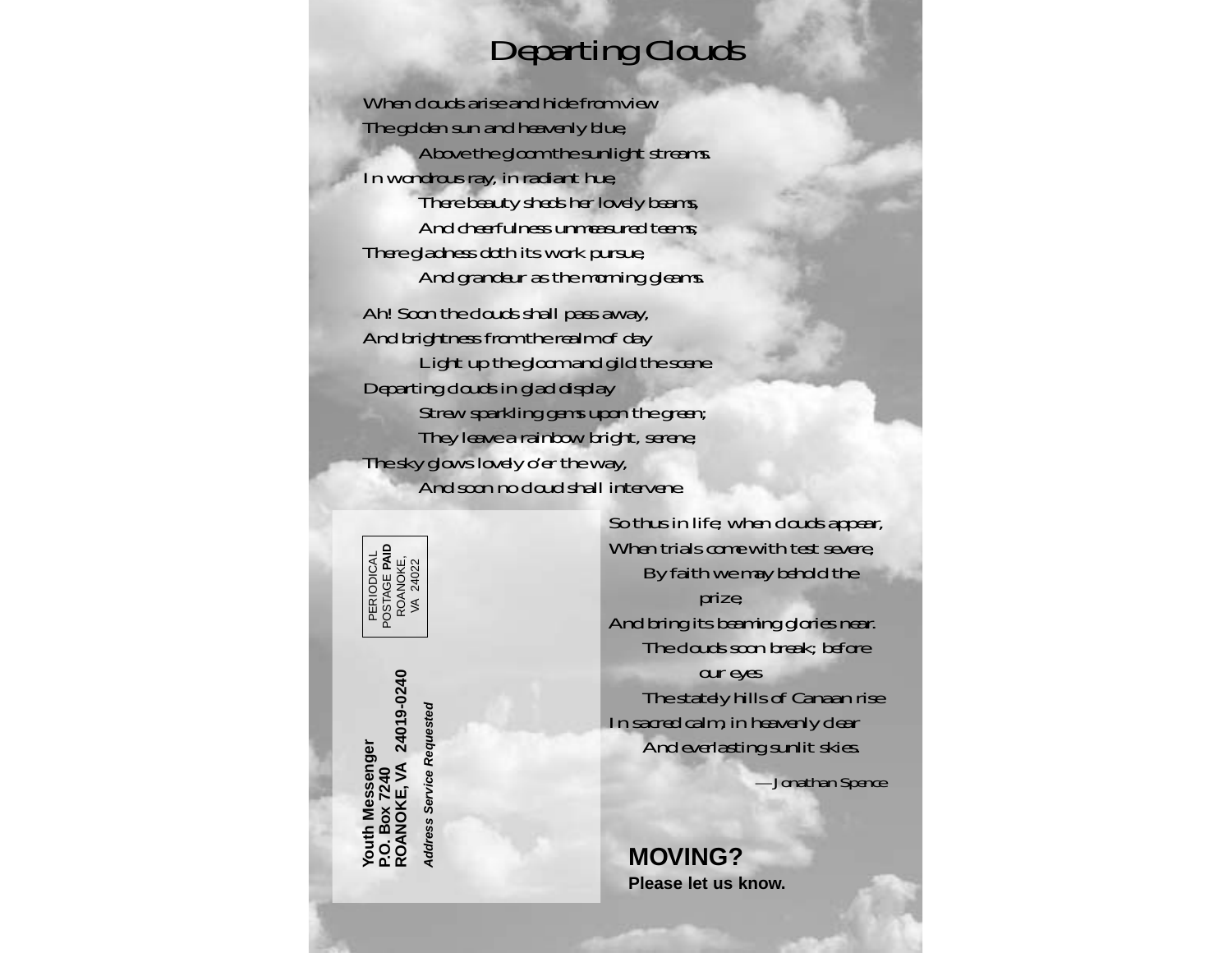# Departing Clouds

When clouds arise and hide from view
The golden sun and heavenly blue,
Above the gloom the sunlight streams.
In wondrous ray, in radiant hue,
There beauty sheds her lovely beams,
And cheerfulness unmeasured teems;
There gladness doth its work pursue,
And grandeur as the morning gleams.

Ah! Soon the clouds shall pass away,
And brightness from the realm of day
Light up the gloom and gild the scene.
Departing clouds in glad display
Strew sparkling gems upon the green;
They leave a rainbow bright, serene;
The sky glows lovely o'er the way,
And soon no cloud shall intervene.

So thus in life, when clouds appear,
When trials come with test severe,
By faith we may behold the prize,
And bring its beaming glories near.
The clouds soon break; before our eyes
The stately hills of Canaan rise
In sacred calm, in heavenly clear
And everlasting sunlit skies.

—Jonathan Spence

PERIODICAL
POSTAGE **PAID**
ROANOKE,
VA 24022

**Youth Messenger**
**P.O. Box 7240**
**ROANOKE, VA 24019-0240**

***Address Service Requested***

**MOVING?**
**Please let us know.**